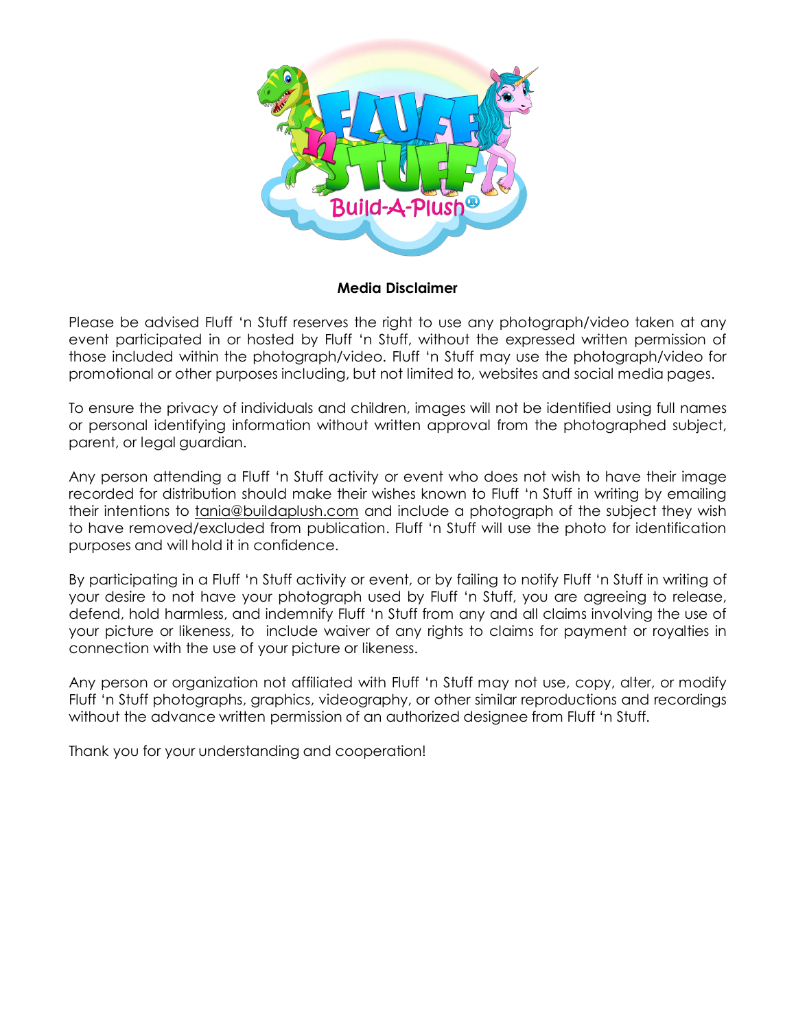**Media Disclaimer**

Please be advised Fluff 'n Stuff reserves the right to use any photograph/video taken at any event participated in or hosted by Fluff 'n Stuff, without the expressed written permission of those included within the photograph/video. Fluff 'n Stuff may use the photograph/video for promotional or other purposes including, but not limited to, websites and social media pages.

To ensure the privacy of individuals and children, images will not be identified using full names or personal identifying information without written approval from the photographed subject, parent, or legal guardian.

Any person attending a Fluff 'n Stuff activity or event who does not wish to have their image recorded for distribution should make their wishes known to Fluff 'n Stuff in writing by emailing their intentions to tania@buildaplush.com and include a photograph of the subject they wish to have removed/excluded from publication. Fluff 'n Stuff will use the photo for identification purposes and will hold it in confidence.

By participating in a Fluff 'n Stuff activity or event, or by failing to notify Fluff 'n Stuff in writing of your desire to not have your photograph used by Fluff 'n Stuff, you are agreeing to release, defend, hold harmless, and indemnify Fluff 'n Stuff from any and all claims involving the use of your picture or likeness, to include waiver of any rights to claims for payment or royalties in connection with the use of your picture or likeness.

Any person or organization not affiliated with Fluff 'n Stuff may not use, copy, alter, or modify Fluff 'n Stuff photographs, graphics, videography, or other similar reproductions and recordings without the advance written permission of an authorized designee from Fluff 'n Stuff.

Thank you for your understanding and cooperation!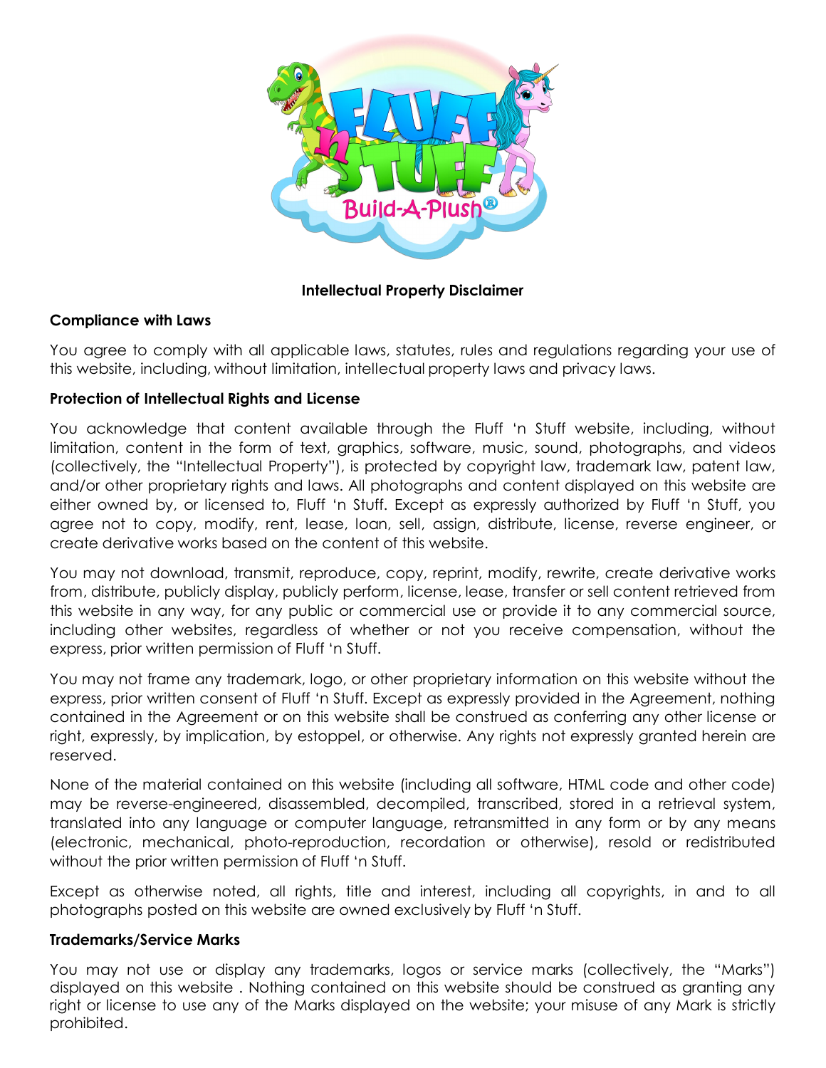### Intellectual Property Disclaimer

**Compliance with Laws**

You agree to comply with all applicable laws, statutes, rules and regulations regarding your use of this website, including, without limitation, intellectual property laws and privacy laws.

**Protection of Intellectual Rights and License**

You acknowledge that content available through the Fluff 'n Stuff website, including, without limitation, content in the form of text, graphics, software, music, sound, photographs, and videos (collectively, the "Intellectual Property"), is protected by copyright law, trademark law, patent law, and/or other proprietary rights and laws. All photographs and content displayed on this website are either owned by, or licensed to, Fluff 'n Stuff. Except as expressly authorized by Fluff 'n Stuff, you agree not to copy, modify, rent, lease, loan, sell, assign, distribute, license, reverse engineer, or create derivative works based on the content of this website.

You may not download, transmit, reproduce, copy, reprint, modify, rewrite, create derivative works from, distribute, publicly display, publicly perform, license, lease, transfer or sell content retrieved from this website in any way, for any public or commercial use or provide it to any commercial source, including other websites, regardless of whether or not you receive compensation, without the express, prior written permission of Fluff 'n Stuff.

You may not frame any trademark, logo, or other proprietary information on this website without the express, prior written consent of Fluff 'n Stuff. Except as expressly provided in the Agreement, nothing contained in the Agreement or on this website shall be construed as conferring any other license or right, expressly, by implication, by estoppel, or otherwise. Any rights not expressly granted herein are reserved.

None of the material contained on this website (including all software, HTML code and other code) may be reverse-engineered, disassembled, decompiled, transcribed, stored in a retrieval system, translated into any language or computer language, retransmitted in any form or by any means (electronic, mechanical, photo-reproduction, recordation or otherwise), resold or redistributed without the prior written permission of Fluff 'n Stuff.

Except as otherwise noted, all rights, title and interest, including all copyrights, in and to all photographs posted on this website are owned exclusively by Fluff 'n Stuff.

**Trademarks/Service Marks**

You may not use or display any trademarks, logos or service marks (collectively, the "Marks") displayed on this website . Nothing contained on this website should be construed as granting any right or license to use any of the Marks displayed on the website; your misuse of any Mark is strictly prohibited.